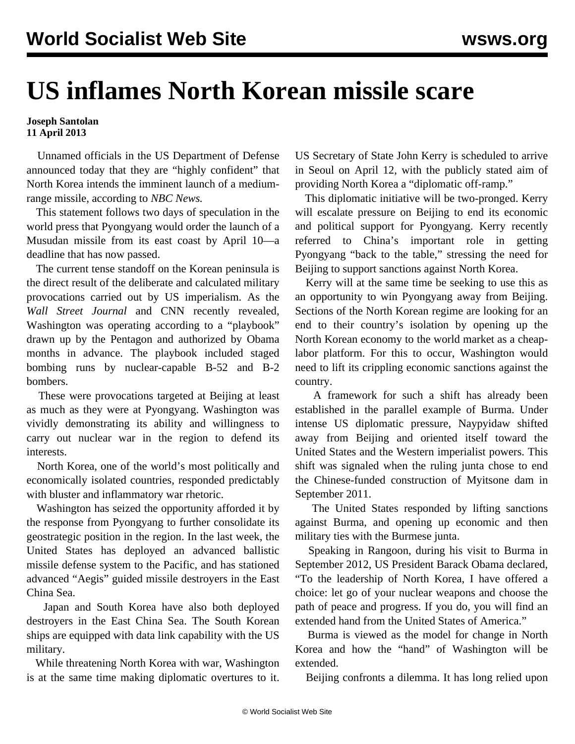# US inflames North Korean missile scare

**Joseph Santolan**
**11 April 2013**

Unnamed officials in the US Department of Defense announced today that they are "highly confident" that North Korea intends the imminent launch of a medium-range missile, according to *NBC News.*

This statement follows two days of speculation in the world press that Pyongyang would order the launch of a Musudan missile from its east coast by April 10—a deadline that has now passed.

The current tense standoff on the Korean peninsula is the direct result of the deliberate and calculated military provocations carried out by US imperialism. As the *Wall Street Journal* and CNN recently revealed, Washington was operating according to a "playbook" drawn up by the Pentagon and authorized by Obama months in advance. The playbook included staged bombing runs by nuclear-capable B-52 and B-2 bombers.

These were provocations targeted at Beijing at least as much as they were at Pyongyang. Washington was vividly demonstrating its ability and willingness to carry out nuclear war in the region to defend its interests.

North Korea, one of the world's most politically and economically isolated countries, responded predictably with bluster and inflammatory war rhetoric.

Washington has seized the opportunity afforded it by the response from Pyongyang to further consolidate its geostrategic position in the region. In the last week, the United States has deployed an advanced ballistic missile defense system to the Pacific, and has stationed advanced "Aegis" guided missile destroyers in the East China Sea.

Japan and South Korea have also both deployed destroyers in the East China Sea. The South Korean ships are equipped with data link capability with the US military.

While threatening North Korea with war, Washington is at the same time making diplomatic overtures to it. US Secretary of State John Kerry is scheduled to arrive in Seoul on April 12, with the publicly stated aim of providing North Korea a "diplomatic off-ramp."

This diplomatic initiative will be two-pronged. Kerry will escalate pressure on Beijing to end its economic and political support for Pyongyang. Kerry recently referred to China's important role in getting Pyongyang "back to the table," stressing the need for Beijing to support sanctions against North Korea.

Kerry will at the same time be seeking to use this as an opportunity to win Pyongyang away from Beijing. Sections of the North Korean regime are looking for an end to their country's isolation by opening up the North Korean economy to the world market as a cheap-labor platform. For this to occur, Washington would need to lift its crippling economic sanctions against the country.

A framework for such a shift has already been established in the parallel example of Burma. Under intense US diplomatic pressure, Naypyidaw shifted away from Beijing and oriented itself toward the United States and the Western imperialist powers. This shift was signaled when the ruling junta chose to end the Chinese-funded construction of Myitsone dam in September 2011.

The United States responded by lifting sanctions against Burma, and opening up economic and then military ties with the Burmese junta.

Speaking in Rangoon, during his visit to Burma in September 2012, US President Barack Obama declared, "To the leadership of North Korea, I have offered a choice: let go of your nuclear weapons and choose the path of peace and progress. If you do, you will find an extended hand from the United States of America."

Burma is viewed as the model for change in North Korea and how the "hand" of Washington will be extended.

Beijing confronts a dilemma. It has long relied upon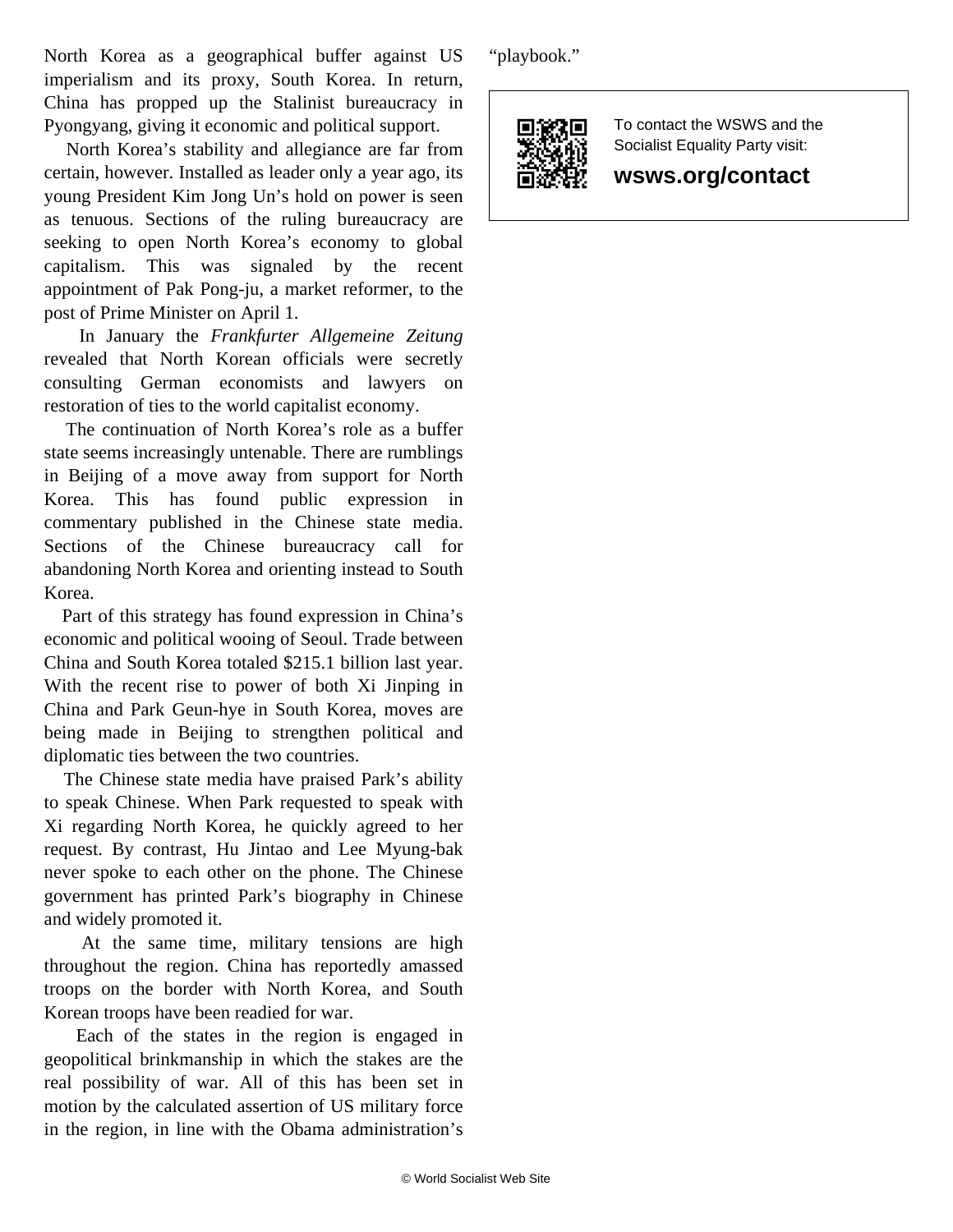North Korea as a geographical buffer against US imperialism and its proxy, South Korea. In return, China has propped up the Stalinist bureaucracy in Pyongyang, giving it economic and political support.

North Korea's stability and allegiance are far from certain, however. Installed as leader only a year ago, its young President Kim Jong Un's hold on power is seen as tenuous. Sections of the ruling bureaucracy are seeking to open North Korea's economy to global capitalism. This was signaled by the recent appointment of Pak Pong-ju, a market reformer, to the post of Prime Minister on April 1.

In January the *Frankfurter Allgemeine Zeitung* revealed that North Korean officials were secretly consulting German economists and lawyers on restoration of ties to the world capitalist economy.

The continuation of North Korea's role as a buffer state seems increasingly untenable. There are rumblings in Beijing of a move away from support for North Korea. This has found public expression in commentary published in the Chinese state media. Sections of the Chinese bureaucracy call for abandoning North Korea and orienting instead to South Korea.

Part of this strategy has found expression in China's economic and political wooing of Seoul. Trade between China and South Korea totaled $215.1 billion last year. With the recent rise to power of both Xi Jinping in China and Park Geun-hye in South Korea, moves are being made in Beijing to strengthen political and diplomatic ties between the two countries.

The Chinese state media have praised Park's ability to speak Chinese. When Park requested to speak with Xi regarding North Korea, he quickly agreed to her request. By contrast, Hu Jintao and Lee Myung-bak never spoke to each other on the phone. The Chinese government has printed Park's biography in Chinese and widely promoted it.

At the same time, military tensions are high throughout the region. China has reportedly amassed troops on the border with North Korea, and South Korean troops have been readied for war.

Each of the states in the region is engaged in geopolitical brinkmanship in which the stakes are the real possibility of war. All of this has been set in motion by the calculated assertion of US military force in the region, in line with the Obama administration's "playbook."

To contact the WSWS and the Socialist Equality Party visit:

**wsws.org/contact**